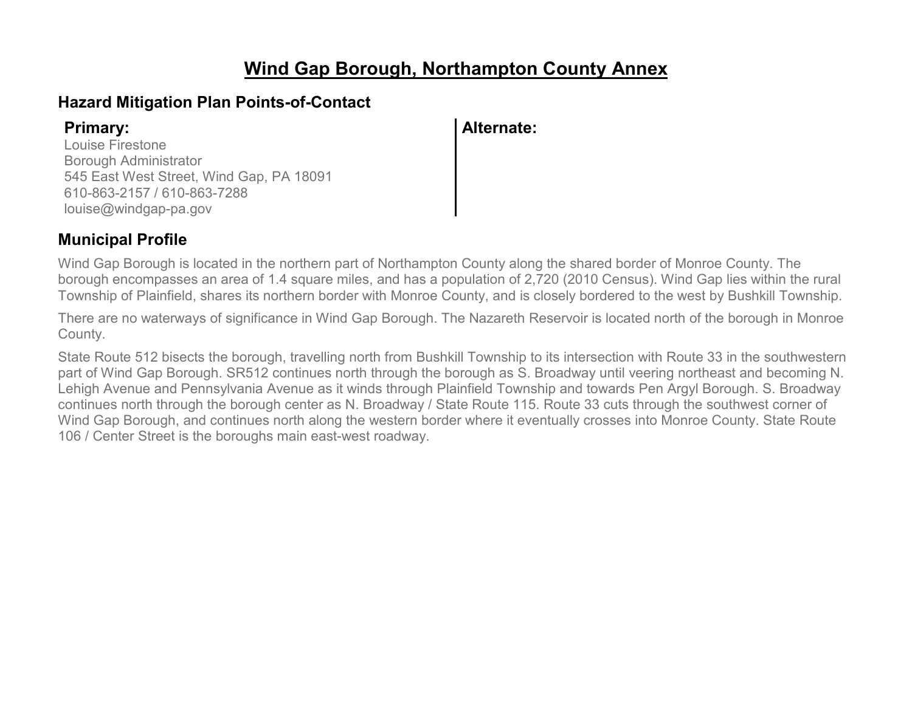# Wind Gap Borough, Northampton County Annex

## Hazard Mitigation Plan Points-of-Contact

**Primary:**
Louise Firestone
Borough Administrator
545 East West Street, Wind Gap, PA 18091
610-863-2157 / 610-863-7288
louise@windgap-pa.gov

**Alternate:**

## Municipal Profile

Wind Gap Borough is located in the northern part of Northampton County along the shared border of Monroe County. The borough encompasses an area of 1.4 square miles, and has a population of 2,720 (2010 Census). Wind Gap lies within the rural Township of Plainfield, shares its northern border with Monroe County, and is closely bordered to the west by Bushkill Township.

There are no waterways of significance in Wind Gap Borough. The Nazareth Reservoir is located north of the borough in Monroe County.

State Route 512 bisects the borough, travelling north from Bushkill Township to its intersection with Route 33 in the southwestern part of Wind Gap Borough. SR512 continues north through the borough as S. Broadway until veering northeast and becoming N. Lehigh Avenue and Pennsylvania Avenue as it winds through Plainfield Township and towards Pen Argyl Borough. S. Broadway continues north through the borough center as N. Broadway / State Route 115. Route 33 cuts through the southwest corner of Wind Gap Borough, and continues north along the western border where it eventually crosses into Monroe County. State Route 106 / Center Street is the boroughs main east-west roadway.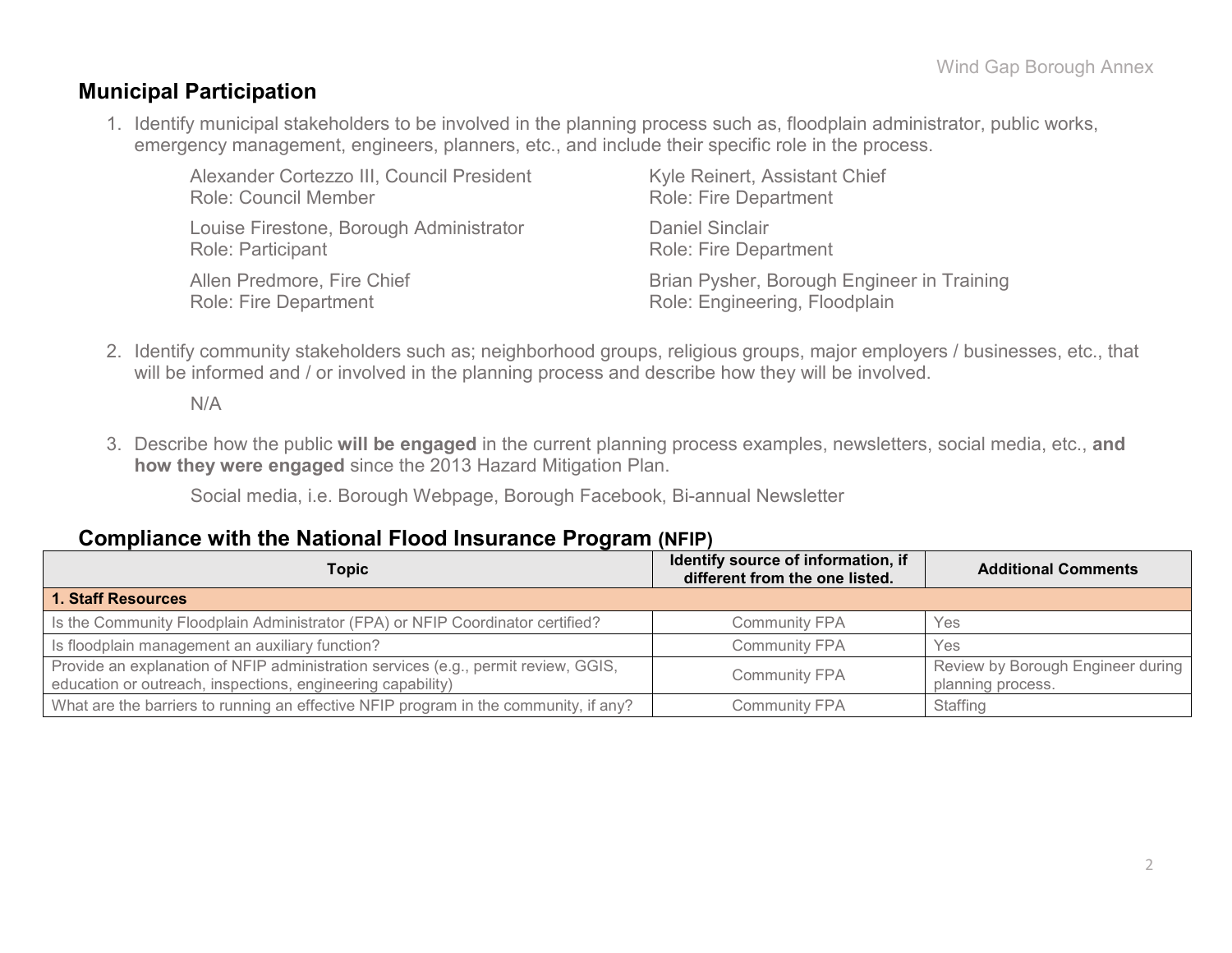## Municipal Participation

1. Identify municipal stakeholders to be involved in the planning process such as, floodplain administrator, public works, emergency management, engineers, planners, etc., and include their specific role in the process.

   Alexander Cortezzo III, Council President
   Role: Council Member

   Louise Firestone, Borough Administrator
   Role: Participant

   Allen Predmore, Fire Chief
   Role: Fire Department

   Kyle Reinert, Assistant Chief
   Role: Fire Department

   Daniel Sinclair
   Role: Fire Department

   Brian Pysher, Borough Engineer in Training
   Role: Engineering, Floodplain

2. Identify community stakeholders such as; neighborhood groups, religious groups, major employers / businesses, etc., that will be informed and / or involved in the planning process and describe how they will be involved.

   N/A

3. Describe how the public **will be engaged** in the current planning process examples, newsletters, social media, etc., **and how they were engaged** since the 2013 Hazard Mitigation Plan.

   Social media, i.e. Borough Webpage, Borough Facebook, Bi-annual Newsletter

## Compliance with the National Flood Insurance Program (NFIP)

| Topic | Identify source of information, if different from the one listed. | Additional Comments |
|---|---|---|
| **1. Staff Resources** | | |
| Is the Community Floodplain Administrator (FPA) or NFIP Coordinator certified? | Community FPA | Yes |
| Is floodplain management an auxiliary function? | Community FPA | Yes |
| Provide an explanation of NFIP administration services (e.g., permit review, GGIS, education or outreach, inspections, engineering capability) | Community FPA | Review by Borough Engineer during planning process. |
| What are the barriers to running an effective NFIP program in the community, if any? | Community FPA | Staffing |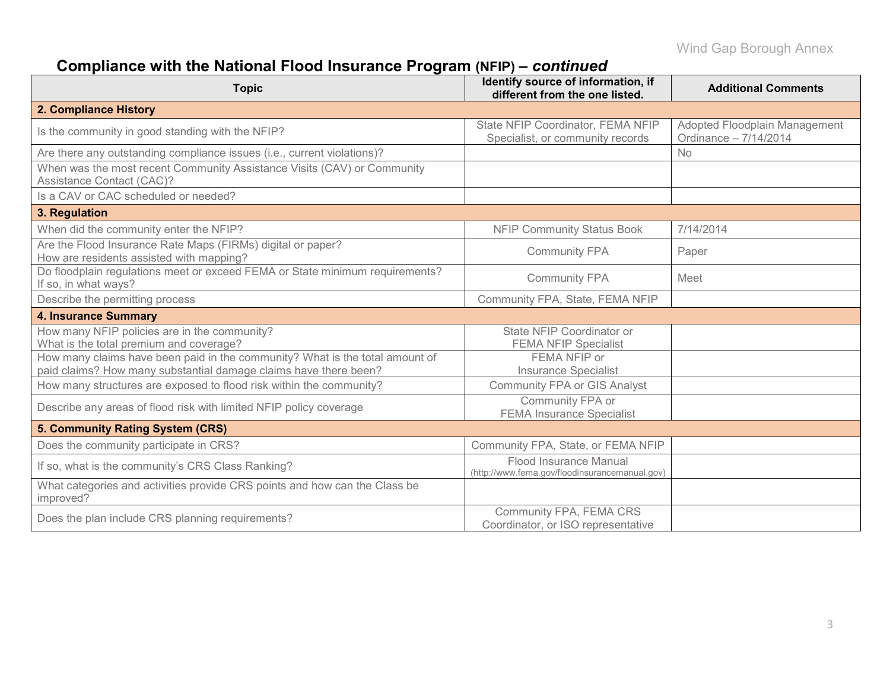## Compliance with the National Flood Insurance Program (NFIP) – *continued*

| Topic | Identify source of information, if different from the one listed. | Additional Comments |
|---|---|---|
| **2. Compliance History** | | |
| Is the community in good standing with the NFIP? | State NFIP Coordinator, FEMA NFIP Specialist, or community records | Adopted Floodplain Management Ordinance – 7/14/2014 |
| Are there any outstanding compliance issues (i.e., current violations)? | | No |
| When was the most recent Community Assistance Visits (CAV) or Community Assistance Contact (CAC)? | | |
| Is a CAV or CAC scheduled or needed? | | |
| **3. Regulation** | | |
| When did the community enter the NFIP? | NFIP Community Status Book | 7/14/2014 |
| Are the Flood Insurance Rate Maps (FIRMs) digital or paper? How are residents assisted with mapping? | Community FPA | Paper |
| Do floodplain regulations meet or exceed FEMA or State minimum requirements? If so, in what ways? | Community FPA | Meet |
| Describe the permitting process | Community FPA, State, FEMA NFIP | |
| **4. Insurance Summary** | | |
| How many NFIP policies are in the community? What is the total premium and coverage? | State NFIP Coordinator or FEMA NFIP Specialist | |
| How many claims have been paid in the community? What is the total amount of paid claims? How many substantial damage claims have there been? | FEMA NFIP or Insurance Specialist | |
| How many structures are exposed to flood risk within the community? | Community FPA or GIS Analyst | |
| Describe any areas of flood risk with limited NFIP policy coverage | Community FPA or FEMA Insurance Specialist | |
| **5. Community Rating System (CRS)** | | |
| Does the community participate in CRS? | Community FPA, State, or FEMA NFIP | |
| If so, what is the community's CRS Class Ranking? | Flood Insurance Manual (http://www.fema.gov/floodinsurancemanual.gov) | |
| What categories and activities provide CRS points and how can the Class be improved? | | |
| Does the plan include CRS planning requirements? | Community FPA, FEMA CRS Coordinator, or ISO representative | |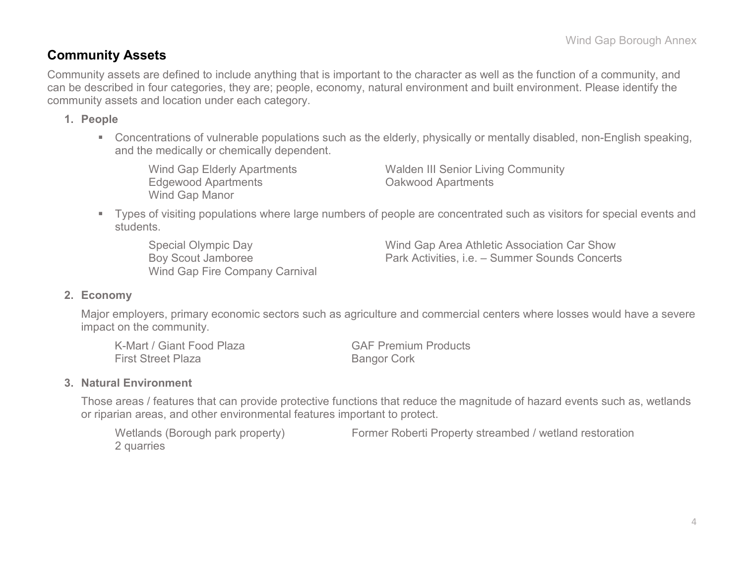## Community Assets

Community assets are defined to include anything that is important to the character as well as the function of a community, and can be described in four categories, they are; people, economy, natural environment and built environment. Please identify the community assets and location under each category.

1. **People**

   - Concentrations of vulnerable populations such as the elderly, physically or mentally disabled, non-English speaking, and the medically or chemically dependent.

     Wind Gap Elderly Apartments
     Walden III Senior Living Community
     Edgewood Apartments
     Oakwood Apartments
     Wind Gap Manor

   - Types of visiting populations where large numbers of people are concentrated such as visitors for special events and students.

     Special Olympic Day
     Wind Gap Area Athletic Association Car Show
     Boy Scout Jamboree
     Park Activities, i.e. – Summer Sounds Concerts
     Wind Gap Fire Company Carnival

2. **Economy**

   Major employers, primary economic sectors such as agriculture and commercial centers where losses would have a severe impact on the community.

   K-Mart / Giant Food Plaza
   GAF Premium Products
   First Street Plaza
   Bangor Cork

3. **Natural Environment**

   Those areas / features that can provide protective functions that reduce the magnitude of hazard events such as, wetlands or riparian areas, and other environmental features important to protect.

   Wetlands (Borough park property)
   Former Roberti Property streambed / wetland restoration
   2 quarries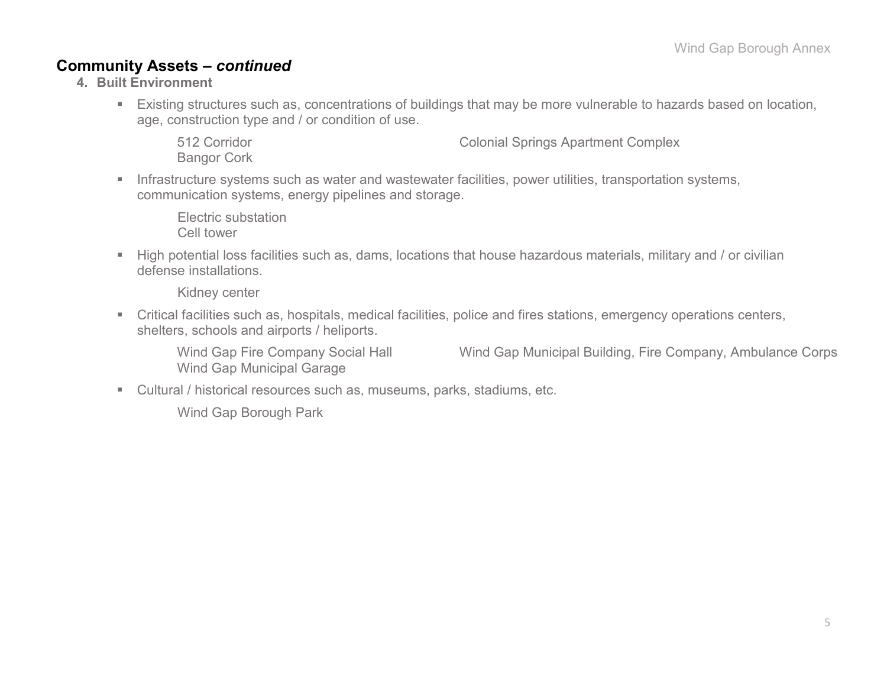## Community Assets – *continued*

### 4. Built Environment

- Existing structures such as, concentrations of buildings that may be more vulnerable to hazards based on location, age, construction type and / or condition of use.

  512 Corridor
  Bangor Cork
  Colonial Springs Apartment Complex

- Infrastructure systems such as water and wastewater facilities, power utilities, transportation systems, communication systems, energy pipelines and storage.

  Electric substation
  Cell tower

- High potential loss facilities such as, dams, locations that house hazardous materials, military and / or civilian defense installations.

  Kidney center

- Critical facilities such as, hospitals, medical facilities, police and fires stations, emergency operations centers, shelters, schools and airports / heliports.

  Wind Gap Fire Company Social Hall
  Wind Gap Municipal Garage
  Wind Gap Municipal Building, Fire Company, Ambulance Corps

- Cultural / historical resources such as, museums, parks, stadiums, etc.

  Wind Gap Borough Park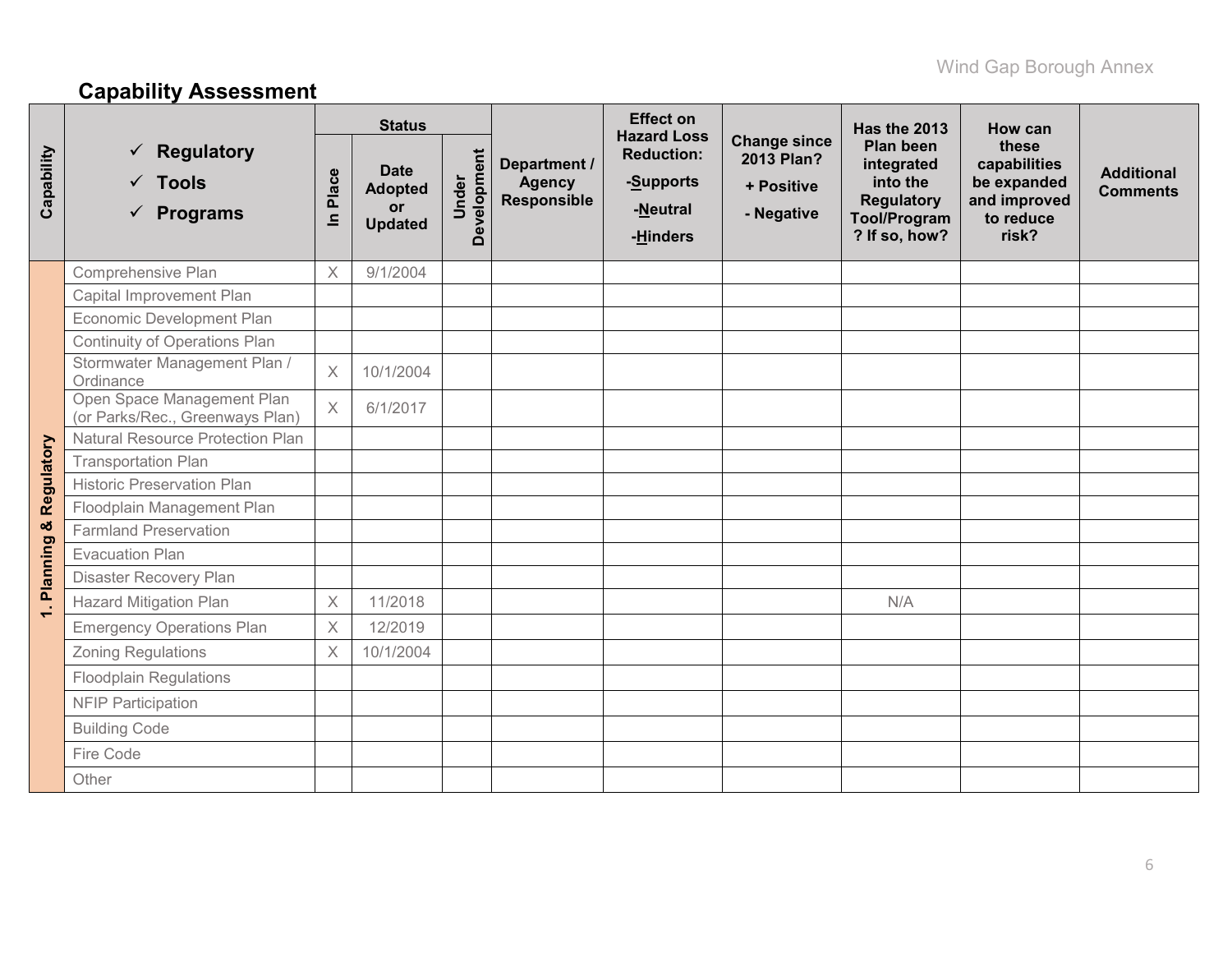## Capability Assessment

| Capability | ✓ Regulatory ✓ Tools ✓ Programs | Status | | | Department / Agency Responsible | Effect on Hazard Loss Reduction: -Supports -Neutral -Hinders | Change since 2013 Plan? + Positive - Negative | Has the 2013 Plan been integrated into the Regulatory Tool/Program? If so, how? | How can these capabilities be expanded and improved to reduce risk? | Additional Comments |
|---|---|---|---|---|---|---|---|---|---|---|
| | | In Place | Date Adopted or Updated | Under Development | | | | | | |
| 1. Planning & Regulatory | Comprehensive Plan | X | 9/1/2004 | | | | | | | |
| | Capital Improvement Plan | | | | | | | | | |
| | Economic Development Plan | | | | | | | | | |
| | Continuity of Operations Plan | | | | | | | | | |
| | Stormwater Management Plan / Ordinance | X | 10/1/2004 | | | | | | | |
| | Open Space Management Plan (or Parks/Rec., Greenways Plan) | X | 6/1/2017 | | | | | | | |
| | Natural Resource Protection Plan | | | | | | | | | |
| | Transportation Plan | | | | | | | | | |
| | Historic Preservation Plan | | | | | | | | | |
| | Floodplain Management Plan | | | | | | | | | |
| | Farmland Preservation | | | | | | | | | |
| | Evacuation Plan | | | | | | | | | |
| | Disaster Recovery Plan | | | | | | | | | |
| | Hazard Mitigation Plan | X | 11/2018 | | | | | N/A | | |
| | Emergency Operations Plan | X | 12/2019 | | | | | | | |
| | Zoning Regulations | X | 10/1/2004 | | | | | | | |
| | Floodplain Regulations | | | | | | | | | |
| | NFIP Participation | | | | | | | | | |
| | Building Code | | | | | | | | | |
| | Fire Code | | | | | | | | | |
| | Other | | | | | | | | | |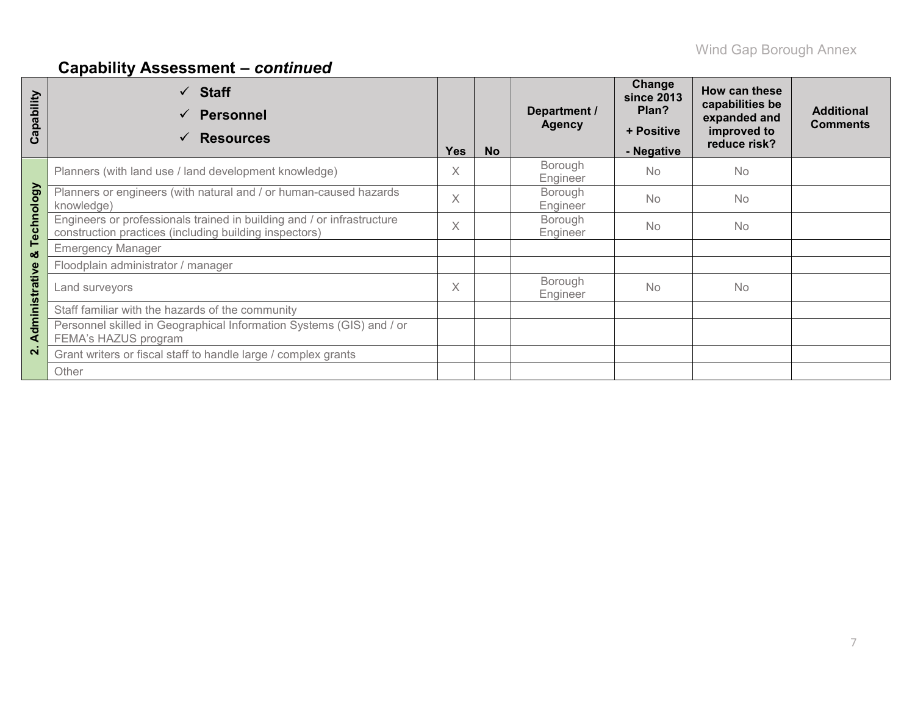## Capability Assessment – *continued*

| Capability | ✓ Staff<br>✓ Personnel<br>✓ Resources | Yes | No | Department / Agency | Change since 2013 Plan?<br>+ Positive<br>- Negative | How can these capabilities be expanded and improved to reduce risk? | Additional Comments |
|---|---|---|---|---|---|---|---|
| 2. Administrative & Technology | Planners (with land use / land development knowledge) | X | | Borough Engineer | No | No | |
| | Planners or engineers (with natural and / or human-caused hazards knowledge) | X | | Borough Engineer | No | No | |
| | Engineers or professionals trained in building and / or infrastructure construction practices (including building inspectors) | X | | Borough Engineer | No | No | |
| | Emergency Manager | | | | | | |
| | Floodplain administrator / manager | | | | | | |
| | Land surveyors | X | | Borough Engineer | No | No | |
| | Staff familiar with the hazards of the community | | | | | | |
| | Personnel skilled in Geographical Information Systems (GIS) and / or FEMA's HAZUS program | | | | | | |
| | Grant writers or fiscal staff to handle large / complex grants | | | | | | |
| | Other | | | | | | |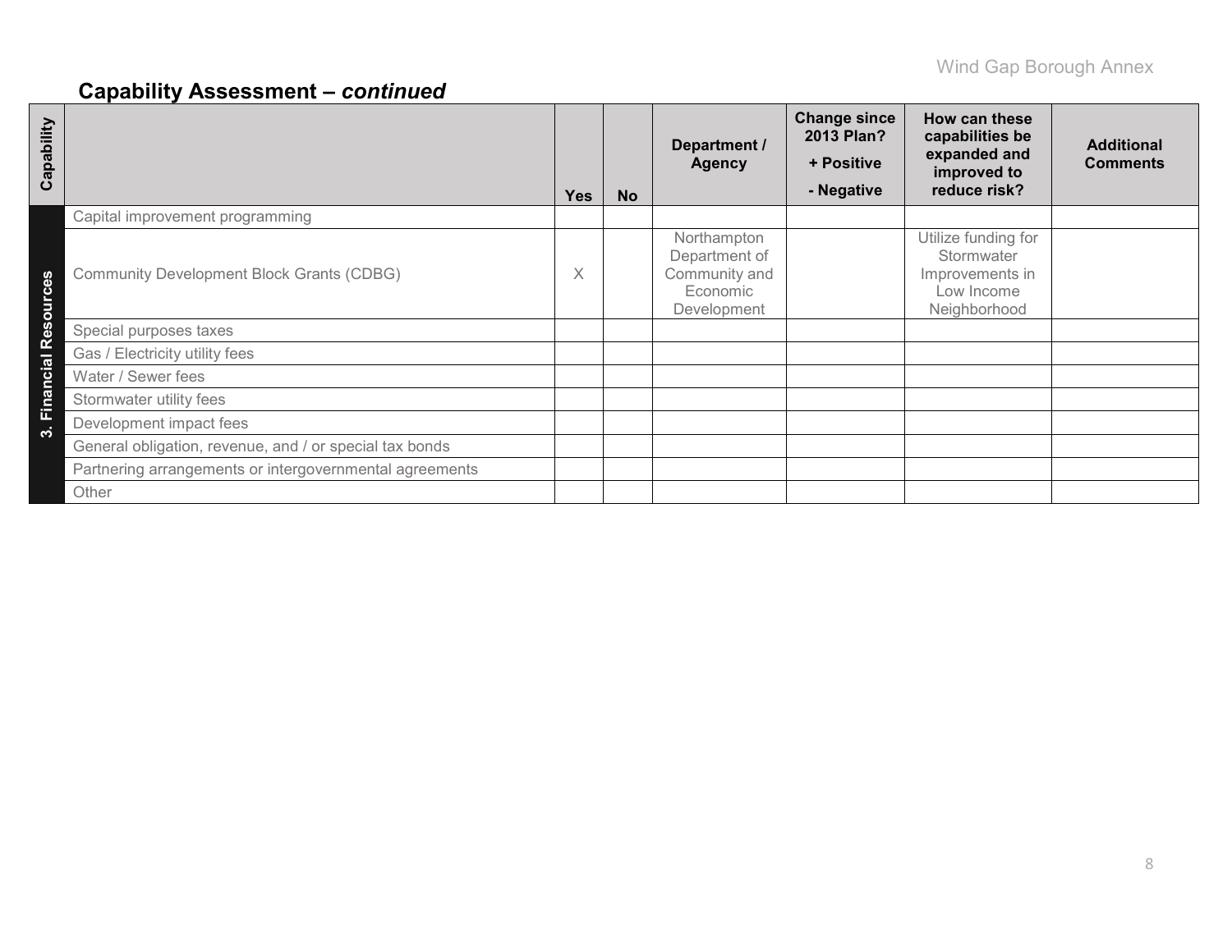## Capability Assessment – *continued*

| Capability | | Yes | No | Department / Agency | Change since 2013 Plan? + Positive - Negative | How can these capabilities be expanded and improved to reduce risk? | Additional Comments |
|---|---|---|---|---|---|---|---|
| 3. Financial Resources | Capital improvement programming | | | | | | |
| | Community Development Block Grants (CDBG) | X | | Northampton Department of Community and Economic Development | | Utilize funding for Stormwater Improvements in Low Income Neighborhood | |
| | Special purposes taxes | | | | | | |
| | Gas / Electricity utility fees | | | | | | |
| | Water / Sewer fees | | | | | | |
| | Stormwater utility fees | | | | | | |
| | Development impact fees | | | | | | |
| | General obligation, revenue, and / or special tax bonds | | | | | | |
| | Partnering arrangements or intergovernmental agreements | | | | | | |
| | Other | | | | | | |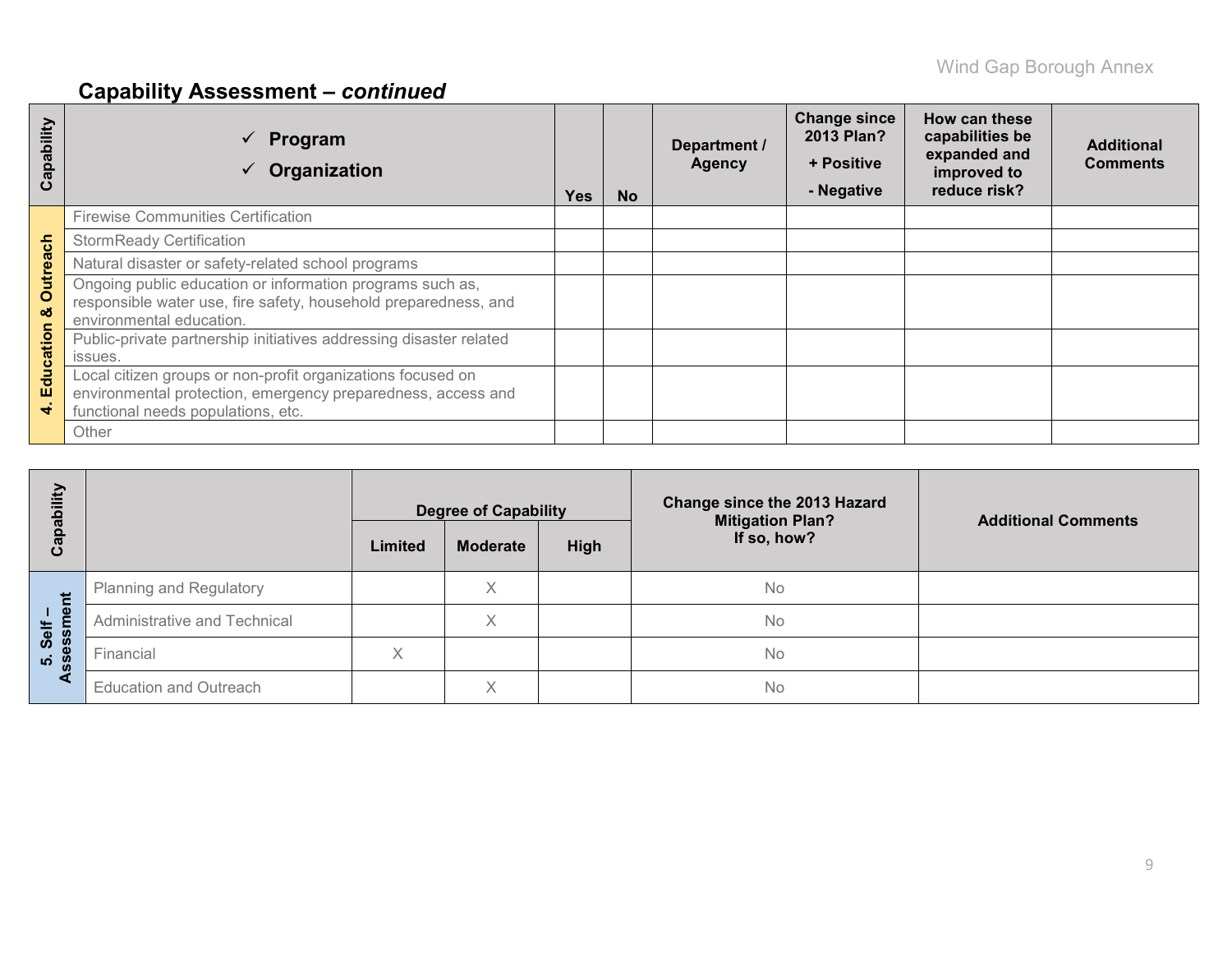## Capability Assessment – *continued*

| Capability | ✓ Program<br>✓ Organization | Yes | No | Department / Agency | Change since 2013 Plan?<br>+ Positive<br>- Negative | How can these capabilities be expanded and improved to reduce risk? | Additional Comments |
|---|---|---|---|---|---|---|---|
| 4. Education & Outreach | Firewise Communities Certification | | | | | | |
| | StormReady Certification | | | | | | |
| | Natural disaster or safety-related school programs | | | | | | |
| | Ongoing public education or information programs such as, responsible water use, fire safety, household preparedness, and environmental education. | | | | | | |
| | Public-private partnership initiatives addressing disaster related issues. | | | | | | |
| | Local citizen groups or non-profit organizations focused on environmental protection, emergency preparedness, access and functional needs populations, etc. | | | | | | |
| | Other | | | | | | |

| Capability | | Degree of Capability | | | Change since the 2013 Hazard Mitigation Plan? If so, how? | Additional Comments |
|---|---|---|---|---|---|---|
| | | Limited | Moderate | High | | |
| 5. Self – Assessment | Planning and Regulatory | | X | | No | |
| | Administrative and Technical | | X | | No | |
| | Financial | X | | | No | |
| | Education and Outreach | | X | | No | |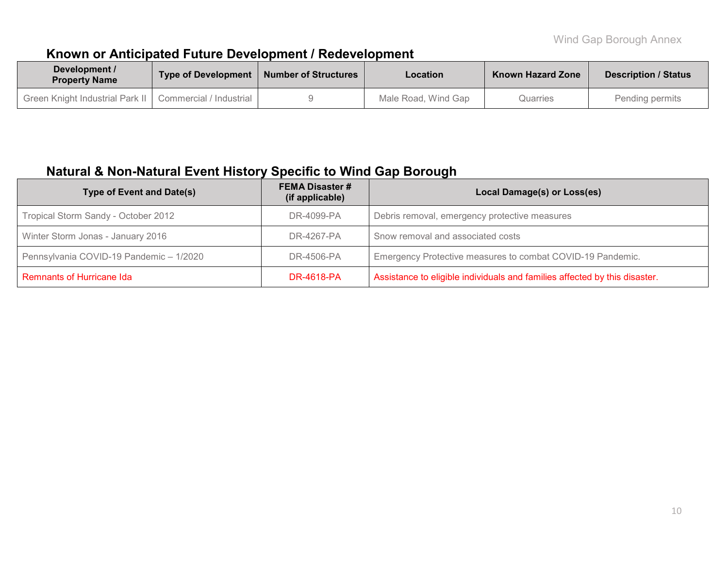## Known or Anticipated Future Development / Redevelopment

| Development / Property Name | Type of Development | Number of Structures | Location | Known Hazard Zone | Description / Status |
|---|---|---|---|---|---|
| Green Knight Industrial Park II | Commercial / Industrial | 9 | Male Road, Wind Gap | Quarries | Pending permits |

## Natural & Non-Natural Event History Specific to Wind Gap Borough

| Type of Event and Date(s) | FEMA Disaster # (if applicable) | Local Damage(s) or Loss(es) |
|---|---|---|
| Tropical Storm Sandy - October 2012 | DR-4099-PA | Debris removal, emergency protective measures |
| Winter Storm Jonas - January 2016 | DR-4267-PA | Snow removal and associated costs |
| Pennsylvania COVID-19 Pandemic – 1/2020 | DR-4506-PA | Emergency Protective measures to combat COVID-19 Pandemic. |
| Remnants of Hurricane Ida | DR-4618-PA | Assistance to eligible individuals and families affected by this disaster. |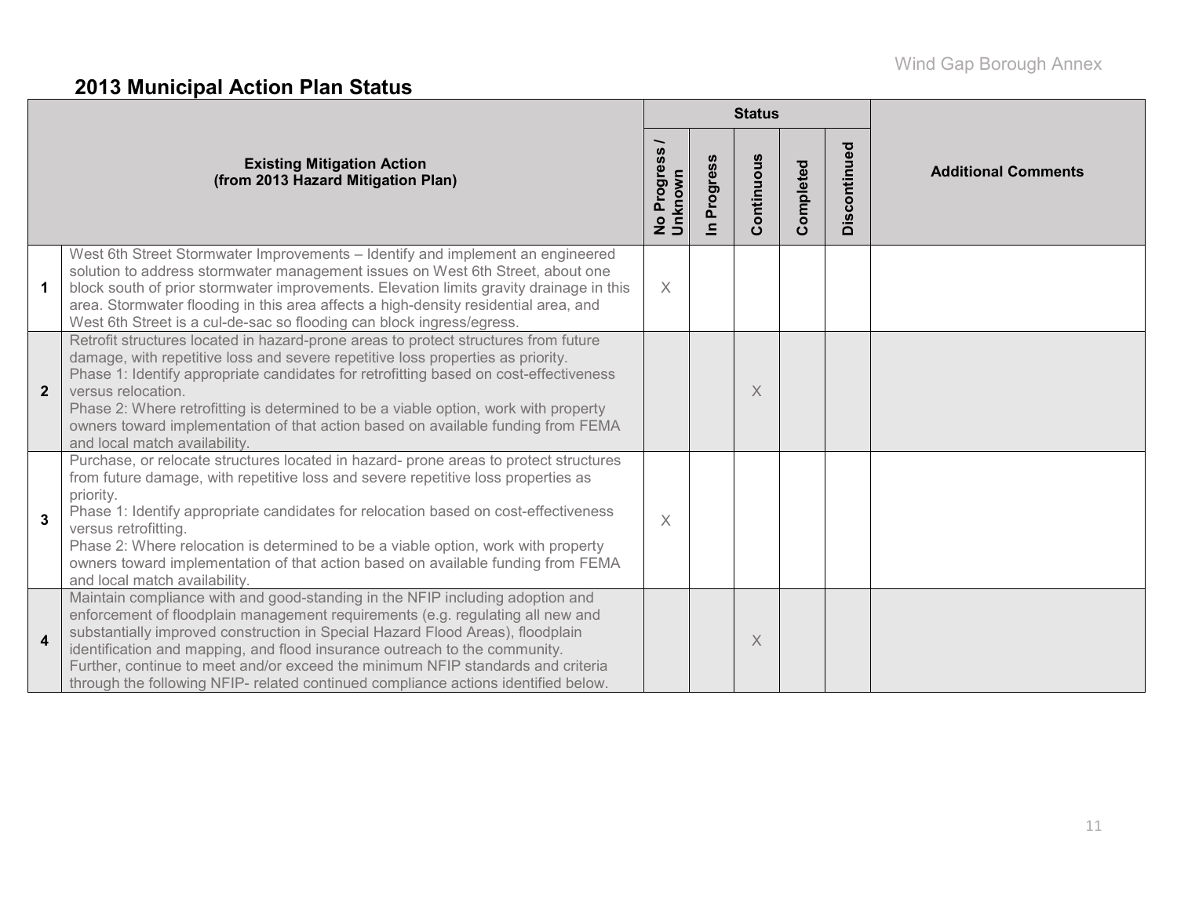## 2013 Municipal Action Plan Status

| | Existing Mitigation Action (from 2013 Hazard Mitigation Plan) | Status | | | | | Additional Comments |
|---|---|---|---|---|---|---|---|
| | | No Progress / Unknown | In Progress | Continuous | Completed | Discontinued | |
| 1 | West 6th Street Stormwater Improvements – Identify and implement an engineered solution to address stormwater management issues on West 6th Street, about one block south of prior stormwater improvements. Elevation limits gravity drainage in this area. Stormwater flooding in this area affects a high-density residential area, and West 6th Street is a cul-de-sac so flooding can block ingress/egress. | X | | | | | |
| 2 | Retrofit structures located in hazard-prone areas to protect structures from future damage, with repetitive loss and severe repetitive loss properties as priority. Phase 1: Identify appropriate candidates for retrofitting based on cost-effectiveness versus relocation. Phase 2: Where retrofitting is determined to be a viable option, work with property owners toward implementation of that action based on available funding from FEMA and local match availability. | | | X | | | |
| 3 | Purchase, or relocate structures located in hazard- prone areas to protect structures from future damage, with repetitive loss and severe repetitive loss properties as priority. Phase 1: Identify appropriate candidates for relocation based on cost-effectiveness versus retrofitting. Phase 2: Where relocation is determined to be a viable option, work with property owners toward implementation of that action based on available funding from FEMA and local match availability. | X | | | | | |
| 4 | Maintain compliance with and good-standing in the NFIP including adoption and enforcement of floodplain management requirements (e.g. regulating all new and substantially improved construction in Special Hazard Flood Areas), floodplain identification and mapping, and flood insurance outreach to the community. Further, continue to meet and/or exceed the minimum NFIP standards and criteria through the following NFIP- related continued compliance actions identified below. | | | X | | | |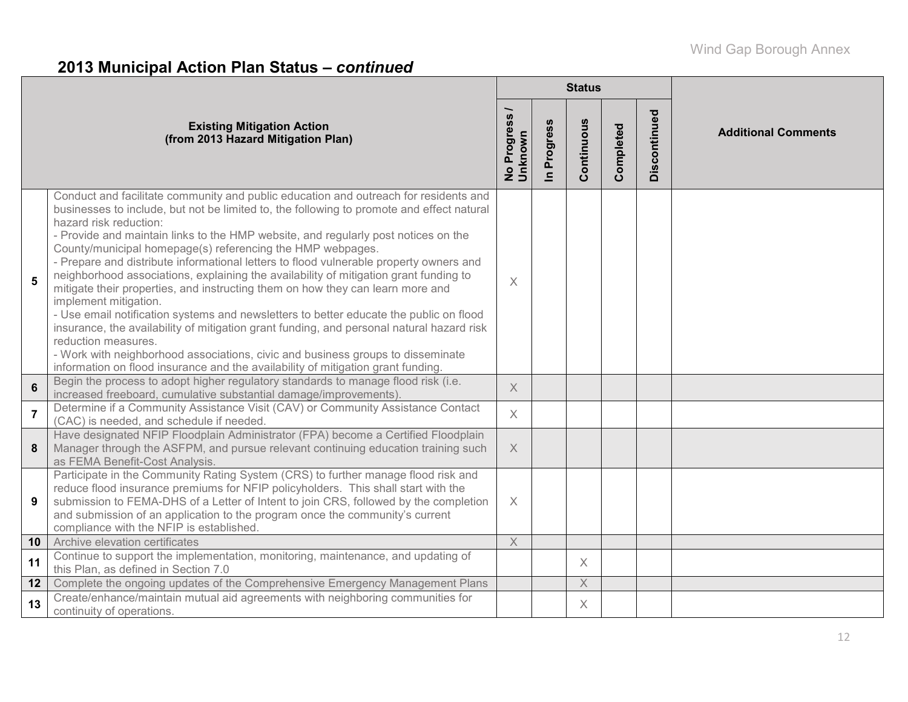## 2013 Municipal Action Plan Status – *continued*

| | Existing Mitigation Action (from 2013 Hazard Mitigation Plan) | Status | | | | | Additional Comments |
|---|---|---|---|---|---|---|---|
| | | No Progress / Unknown | In Progress | Continuous | Completed | Discontinued | |
| 5 | Conduct and facilitate community and public education and outreach for residents and businesses to include, but not be limited to, the following to promote and effect natural hazard risk reduction: - Provide and maintain links to the HMP website, and regularly post notices on the County/municipal homepage(s) referencing the HMP webpages. - Prepare and distribute informational letters to flood vulnerable property owners and neighborhood associations, explaining the availability of mitigation grant funding to mitigate their properties, and instructing them on how they can learn more and implement mitigation. - Use email notification systems and newsletters to better educate the public on flood insurance, the availability of mitigation grant funding, and personal natural hazard risk reduction measures. - Work with neighborhood associations, civic and business groups to disseminate information on flood insurance and the availability of mitigation grant funding. | X | | | | | |
| 6 | Begin the process to adopt higher regulatory standards to manage flood risk (i.e. increased freeboard, cumulative substantial damage/improvements). | X | | | | | |
| 7 | Determine if a Community Assistance Visit (CAV) or Community Assistance Contact (CAC) is needed, and schedule if needed. | X | | | | | |
| 8 | Have designated NFIP Floodplain Administrator (FPA) become a Certified Floodplain Manager through the ASFPM, and pursue relevant continuing education training such as FEMA Benefit-Cost Analysis. | X | | | | | |
| 9 | Participate in the Community Rating System (CRS) to further manage flood risk and reduce flood insurance premiums for NFIP policyholders. This shall start with the submission to FEMA-DHS of a Letter of Intent to join CRS, followed by the completion and submission of an application to the program once the community's current compliance with the NFIP is established. | X | | | | | |
| 10 | Archive elevation certificates | X | | | | | |
| 11 | Continue to support the implementation, monitoring, maintenance, and updating of this Plan, as defined in Section 7.0 | | | X | | | |
| 12 | Complete the ongoing updates of the Comprehensive Emergency Management Plans | | | X | | | |
| 13 | Create/enhance/maintain mutual aid agreements with neighboring communities for continuity of operations. | | | X | | | |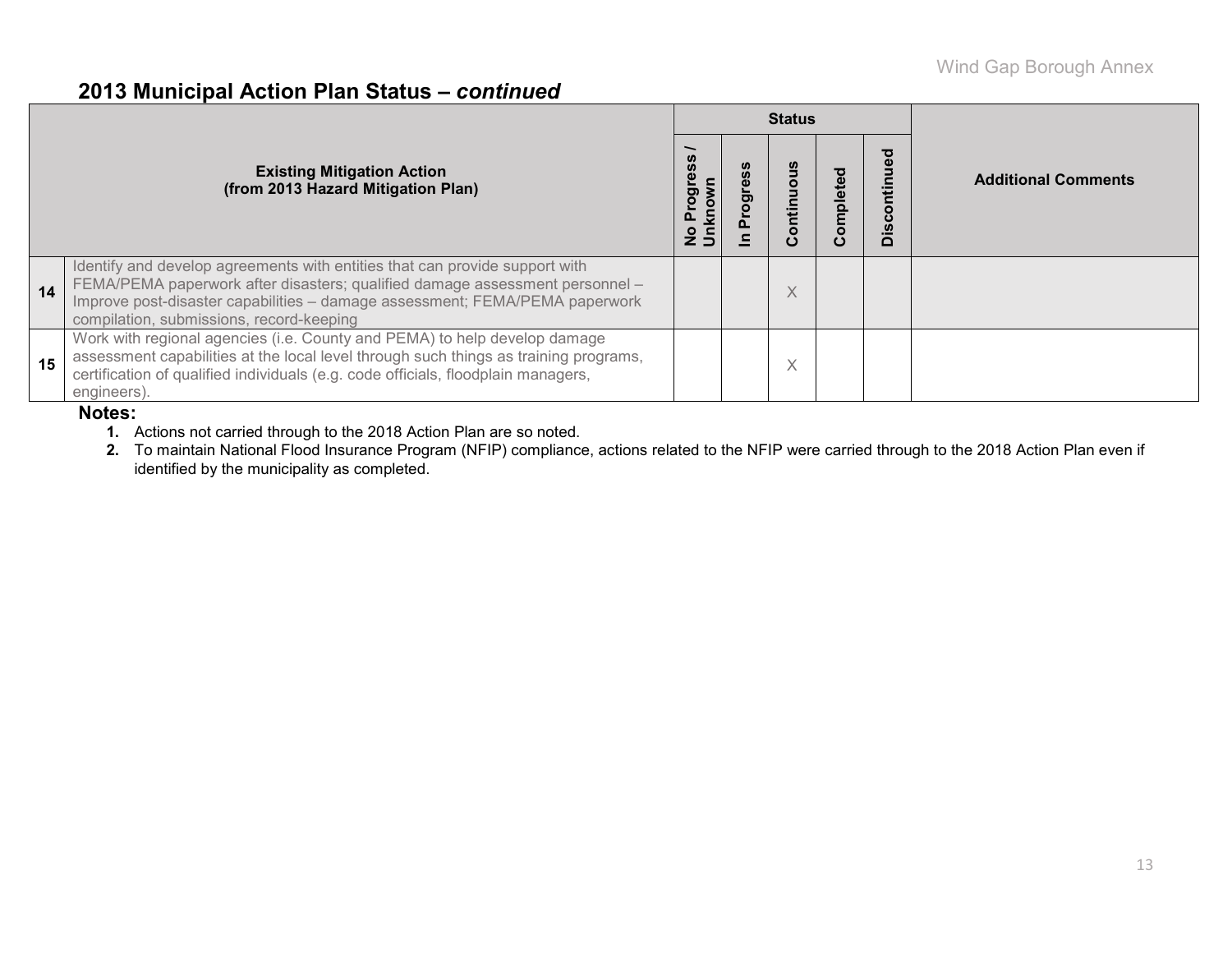## 2013 Municipal Action Plan Status – *continued*

| | Existing Mitigation Action (from 2013 Hazard Mitigation Plan) | Status | | | | | Additional Comments |
|---|---|---|---|---|---|---|---|
| | | No Progress / Unknown | In Progress | Continuous | Completed | Discontinued | |
| 14 | Identify and develop agreements with entities that can provide support with FEMA/PEMA paperwork after disasters; qualified damage assessment personnel – Improve post-disaster capabilities – damage assessment; FEMA/PEMA paperwork compilation, submissions, record-keeping | | | X | | | |
| 15 | Work with regional agencies (i.e. County and PEMA) to help develop damage assessment capabilities at the local level through such things as training programs, certification of qualified individuals (e.g. code officials, floodplain managers, engineers). | | | X | | | |

**Notes:**

1. Actions not carried through to the 2018 Action Plan are so noted.
2. To maintain National Flood Insurance Program (NFIP) compliance, actions related to the NFIP were carried through to the 2018 Action Plan even if identified by the municipality as completed.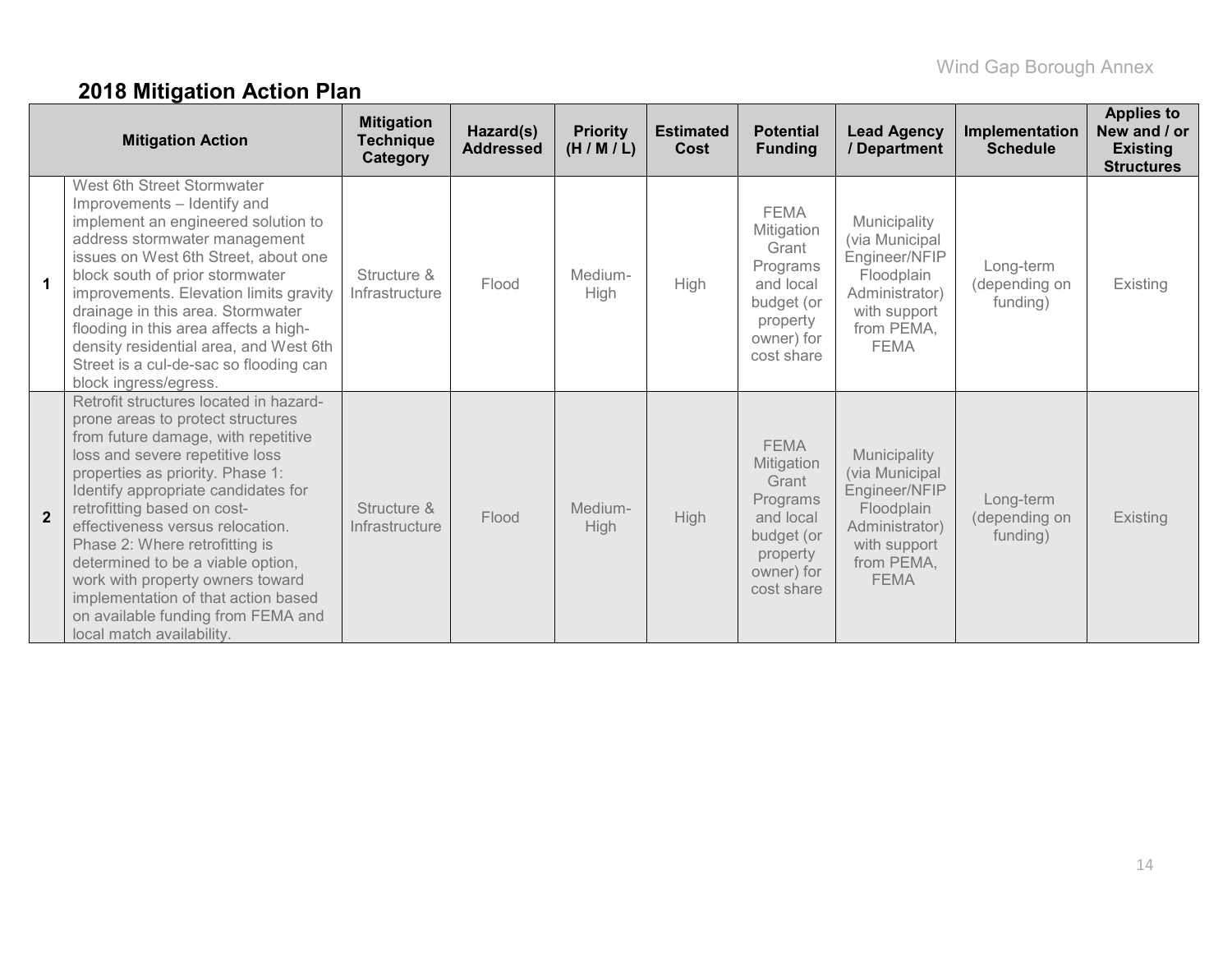## 2018 Mitigation Action Plan

| | Mitigation Action | Mitigation Technique Category | Hazard(s) Addressed | Priority (H / M / L) | Estimated Cost | Potential Funding | Lead Agency / Department | Implementation Schedule | Applies to New and / or Existing Structures |
|---|---|---|---|---|---|---|---|---|---|
| 1 | West 6th Street Stormwater Improvements – Identify and implement an engineered solution to address stormwater management issues on West 6th Street, about one block south of prior stormwater improvements. Elevation limits gravity drainage in this area. Stormwater flooding in this area affects a high-density residential area, and West 6th Street is a cul-de-sac so flooding can block ingress/egress. | Structure & Infrastructure | Flood | Medium-High | High | FEMA Mitigation Grant Programs and local budget (or property owner) for cost share | Municipality (via Municipal Engineer/NFIP Floodplain Administrator) with support from PEMA, FEMA | Long-term (depending on funding) | Existing |
| 2 | Retrofit structures located in hazard-prone areas to protect structures from future damage, with repetitive loss and severe repetitive loss properties as priority. Phase 1: Identify appropriate candidates for retrofitting based on cost-effectiveness versus relocation. Phase 2: Where retrofitting is determined to be a viable option, work with property owners toward implementation of that action based on available funding from FEMA and local match availability. | Structure & Infrastructure | Flood | Medium-High | High | FEMA Mitigation Grant Programs and local budget (or property owner) for cost share | Municipality (via Municipal Engineer/NFIP Floodplain Administrator) with support from PEMA, FEMA | Long-term (depending on funding) | Existing |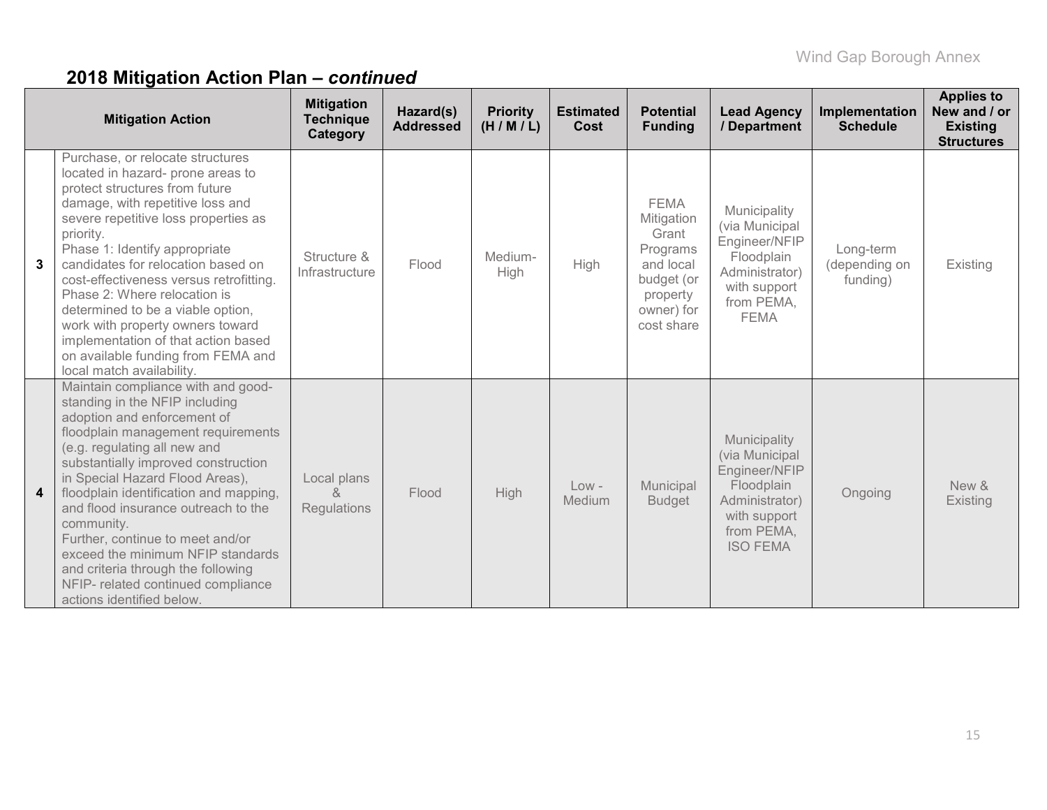## 2018 Mitigation Action Plan – *continued*

| | Mitigation Action | Mitigation Technique Category | Hazard(s) Addressed | Priority (H / M / L) | Estimated Cost | Potential Funding | Lead Agency / Department | Implementation Schedule | Applies to New and / or Existing Structures |
|---|---|---|---|---|---|---|---|---|---|
| 3 | Purchase, or relocate structures located in hazard- prone areas to protect structures from future damage, with repetitive loss and severe repetitive loss properties as priority. Phase 1: Identify appropriate candidates for relocation based on cost-effectiveness versus retrofitting. Phase 2: Where relocation is determined to be a viable option, work with property owners toward implementation of that action based on available funding from FEMA and local match availability. | Structure & Infrastructure | Flood | Medium-High | High | FEMA Mitigation Grant Programs and local budget (or property owner) for cost share | Municipality (via Municipal Engineer/NFIP Floodplain Administrator) with support from PEMA, FEMA | Long-term (depending on funding) | Existing |
| 4 | Maintain compliance with and good-standing in the NFIP including adoption and enforcement of floodplain management requirements (e.g. regulating all new and substantially improved construction in Special Hazard Flood Areas), floodplain identification and mapping, and flood insurance outreach to the community. Further, continue to meet and/or exceed the minimum NFIP standards and criteria through the following NFIP- related continued compliance actions identified below. | Local plans & Regulations | Flood | High | Low - Medium | Municipal Budget | Municipality (via Municipal Engineer/NFIP Floodplain Administrator) with support from PEMA, ISO FEMA | Ongoing | New & Existing |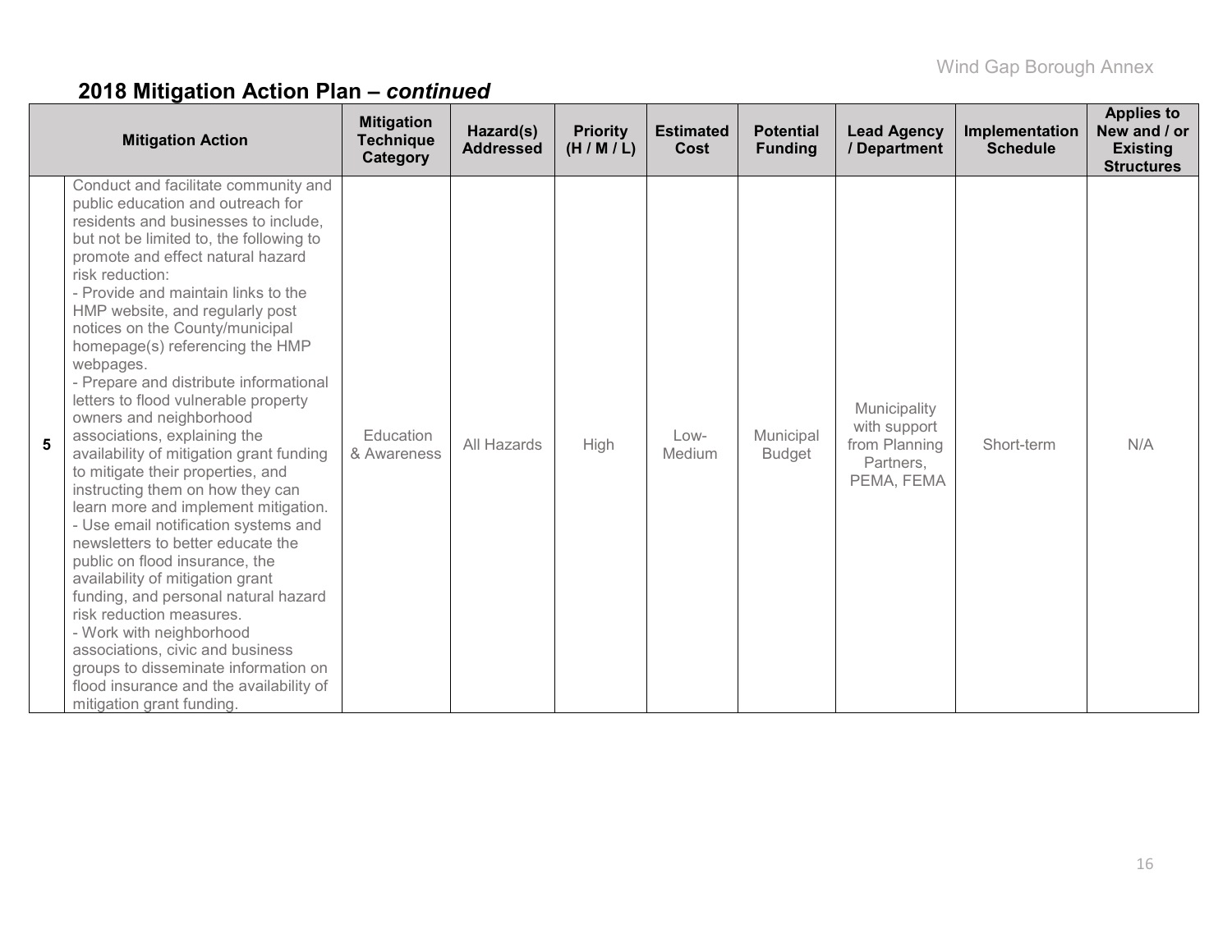## 2018 Mitigation Action Plan – *continued*

| | Mitigation Action | Mitigation Technique Category | Hazard(s) Addressed | Priority (H / M / L) | Estimated Cost | Potential Funding | Lead Agency / Department | Implementation Schedule | Applies to New and / or Existing Structures |
|---|---|---|---|---|---|---|---|---|---|
| **5** | Conduct and facilitate community and public education and outreach for residents and businesses to include, but not be limited to, the following to promote and effect natural hazard risk reduction:<br>- Provide and maintain links to the HMP website, and regularly post notices on the County/municipal homepage(s) referencing the HMP webpages.<br>- Prepare and distribute informational letters to flood vulnerable property owners and neighborhood associations, explaining the availability of mitigation grant funding to mitigate their properties, and instructing them on how they can learn more and implement mitigation.<br>- Use email notification systems and newsletters to better educate the public on flood insurance, the availability of mitigation grant funding, and personal natural hazard risk reduction measures.<br>- Work with neighborhood associations, civic and business groups to disseminate information on flood insurance and the availability of mitigation grant funding. | Education & Awareness | All Hazards | High | Low-Medium | Municipal Budget | Municipality with support from Planning Partners, PEMA, FEMA | Short-term | N/A |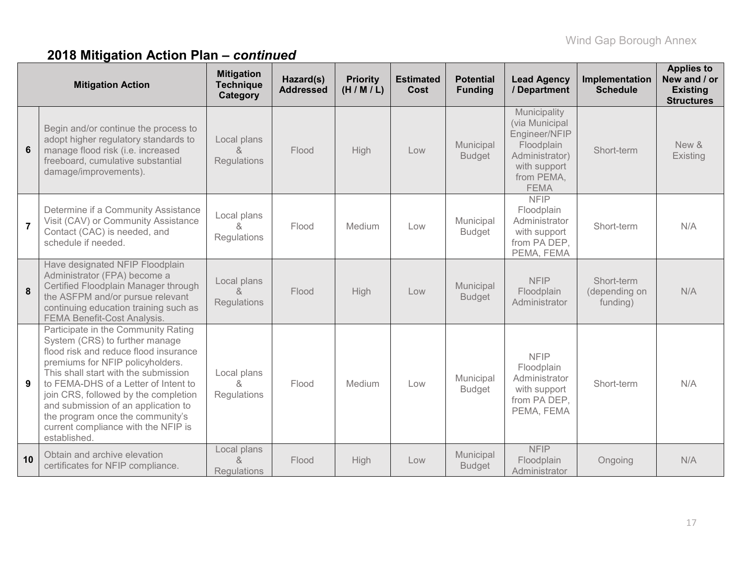## 2018 Mitigation Action Plan – *continued*

| | Mitigation Action | Mitigation Technique Category | Hazard(s) Addressed | Priority (H / M / L) | Estimated Cost | Potential Funding | Lead Agency / Department | Implementation Schedule | Applies to New and / or Existing Structures |
|---|---|---|---|---|---|---|---|---|---|
| **6** | Begin and/or continue the process to adopt higher regulatory standards to manage flood risk (i.e. increased freeboard, cumulative substantial damage/improvements). | Local plans & Regulations | Flood | High | Low | Municipal Budget | Municipality (via Municipal Engineer/NFIP Floodplain Administrator) with support from PEMA, FEMA | Short-term | New & Existing |
| **7** | Determine if a Community Assistance Visit (CAV) or Community Assistance Contact (CAC) is needed, and schedule if needed. | Local plans & Regulations | Flood | Medium | Low | Municipal Budget | NFIP Floodplain Administrator with support from PA DEP, PEMA, FEMA | Short-term | N/A |
| **8** | Have designated NFIP Floodplain Administrator (FPA) become a Certified Floodplain Manager through the ASFPM and/or pursue relevant continuing education training such as FEMA Benefit-Cost Analysis. | Local plans & Regulations | Flood | High | Low | Municipal Budget | NFIP Floodplain Administrator | Short-term (depending on funding) | N/A |
| **9** | Participate in the Community Rating System (CRS) to further manage flood risk and reduce flood insurance premiums for NFIP policyholders. This shall start with the submission to FEMA-DHS of a Letter of Intent to join CRS, followed by the completion and submission of an application to the program once the community's current compliance with the NFIP is established. | Local plans & Regulations | Flood | Medium | Low | Municipal Budget | NFIP Floodplain Administrator with support from PA DEP, PEMA, FEMA | Short-term | N/A |
| **10** | Obtain and archive elevation certificates for NFIP compliance. | Local plans & Regulations | Flood | High | Low | Municipal Budget | NFIP Floodplain Administrator | Ongoing | N/A |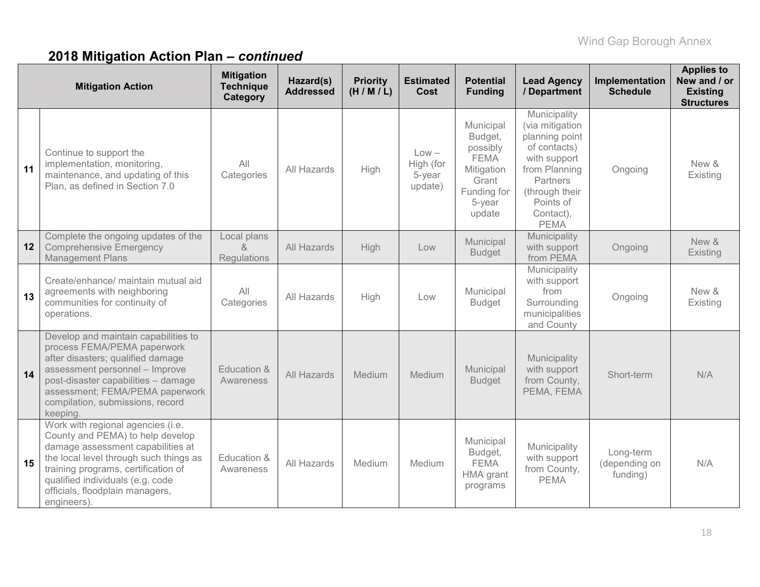## 2018 Mitigation Action Plan – *continued*

| | Mitigation Action | Mitigation Technique Category | Hazard(s) Addressed | Priority (H / M / L) | Estimated Cost | Potential Funding | Lead Agency / Department | Implementation Schedule | Applies to New and / or Existing Structures |
|---|---|---|---|---|---|---|---|---|---|
| 11 | Continue to support the implementation, monitoring, maintenance, and updating of this Plan, as defined in Section 7.0 | All Categories | All Hazards | High | Low – High (for 5-year update) | Municipal Budget, possibly FEMA Mitigation Grant Funding for 5-year update | Municipality (via mitigation planning point of contacts) with support from Planning Partners (through their Points of Contact), PEMA | Ongoing | New & Existing |
| 12 | Complete the ongoing updates of the Comprehensive Emergency Management Plans | Local plans & Regulations | All Hazards | High | Low | Municipal Budget | Municipality with support from PEMA | Ongoing | New & Existing |
| 13 | Create/enhance/ maintain mutual aid agreements with neighboring communities for continuity of operations. | All Categories | All Hazards | High | Low | Municipal Budget | Municipality with support from Surrounding municipalities and County | Ongoing | New & Existing |
| 14 | Develop and maintain capabilities to process FEMA/PEMA paperwork after disasters; qualified damage assessment personnel – Improve post-disaster capabilities – damage assessment; FEMA/PEMA paperwork compilation, submissions, record keeping. | Education & Awareness | All Hazards | Medium | Medium | Municipal Budget | Municipality with support from County, PEMA, FEMA | Short-term | N/A |
| 15 | Work with regional agencies (i.e. County and PEMA) to help develop damage assessment capabilities at the local level through such things as training programs, certification of qualified individuals (e.g. code officials, floodplain managers, engineers). | Education & Awareness | All Hazards | Medium | Medium | Municipal Budget, FEMA HMA grant programs | Municipality with support from County, PEMA | Long-term (depending on funding) | N/A |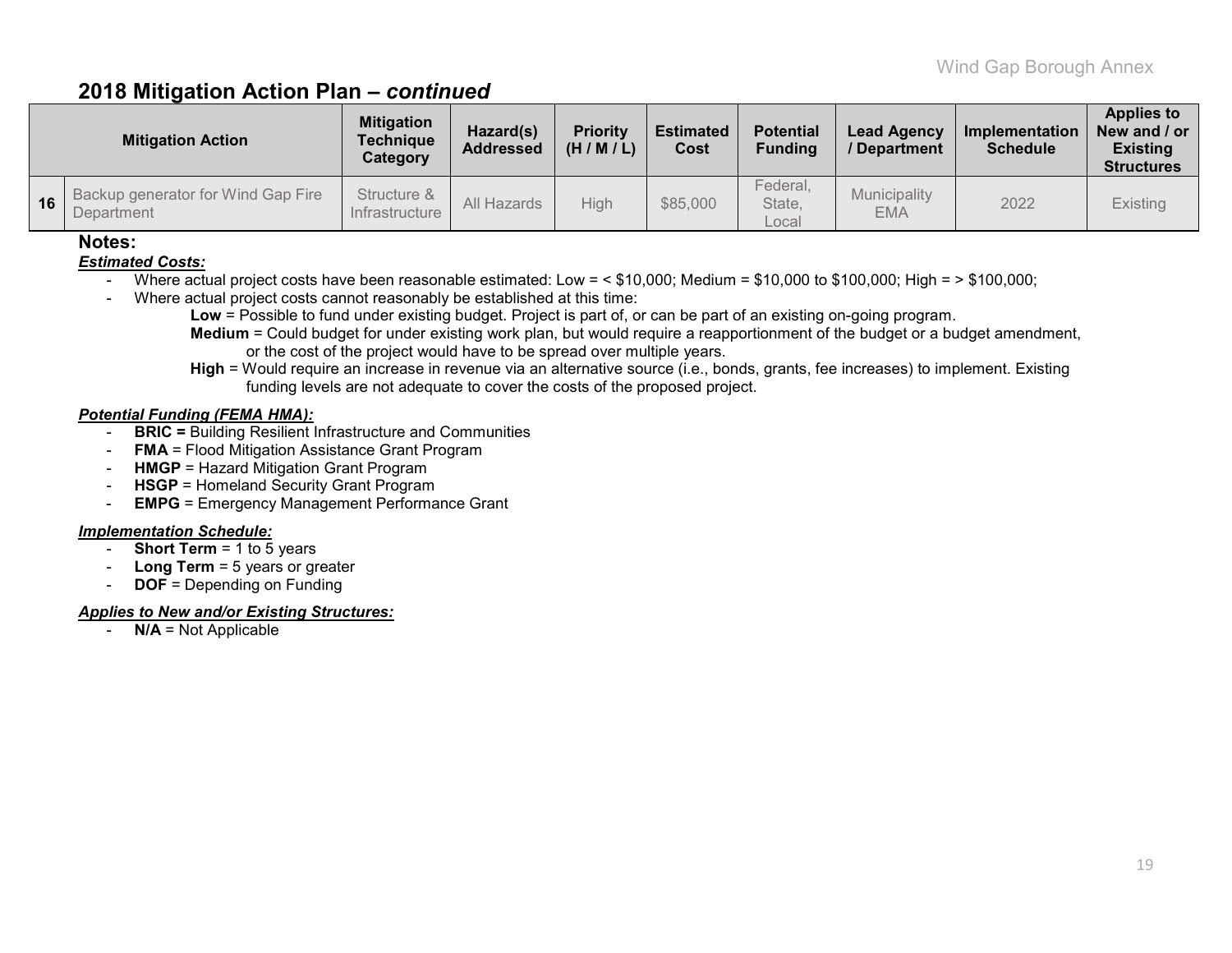## 2018 Mitigation Action Plan – *continued*

| | Mitigation Action | Mitigation Technique Category | Hazard(s) Addressed | Priority (H / M / L) | Estimated Cost | Potential Funding | Lead Agency / Department | Implementation Schedule | Applies to New and / or Existing Structures |
|---|---|---|---|---|---|---|---|---|---|
| 16 | Backup generator for Wind Gap Fire Department | Structure & Infrastructure | All Hazards | High | $85,000 | Federal, State, Local | Municipality EMA | 2022 | Existing |

**Notes:**

***Estimated Costs:***

- Where actual project costs have been reasonable estimated: Low = < $10,000; Medium = $10,000 to $100,000; High = > $100,000;
- Where actual project costs cannot reasonably be established at this time:
  - **Low** = Possible to fund under existing budget. Project is part of, or can be part of an existing on-going program.
  - **Medium** = Could budget for under existing work plan, but would require a reapportionment of the budget or a budget amendment, or the cost of the project would have to be spread over multiple years.
  - **High** = Would require an increase in revenue via an alternative source (i.e., bonds, grants, fee increases) to implement. Existing funding levels are not adequate to cover the costs of the proposed project.

***Potential Funding (FEMA HMA):***

- **BRIC =** Building Resilient Infrastructure and Communities
- **FMA** = Flood Mitigation Assistance Grant Program
- **HMGP** = Hazard Mitigation Grant Program
- **HSGP** = Homeland Security Grant Program
- **EMPG** = Emergency Management Performance Grant

***Implementation Schedule:***

- **Short Term** = 1 to 5 years
- **Long Term** = 5 years or greater
- **DOF** = Depending on Funding

***Applies to New and/or Existing Structures:***

- **N/A** = Not Applicable